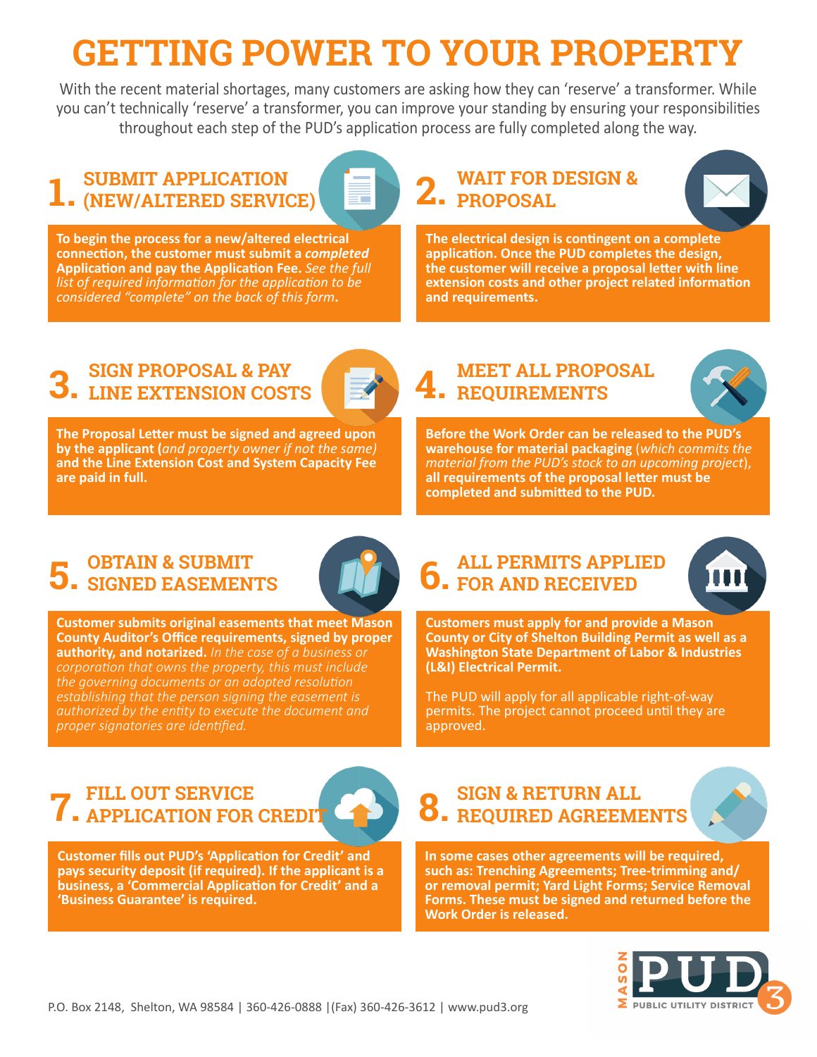# GETTING POWER TO YOUR PROPERTY

With the recent material shortages, many customers are asking how they can 'reserve' a transformer. While you can't technically 'reserve' a transformer, you can improve your standing by ensuring your responsibilities throughout each step of the PUD's application process are fully completed along the way.

## 1. SUBMIT APPLICATION (NEW/ALTERED SERVICE)

**To begin the process for a new/altered electrical connection, the customer must submit a *completed* Application and pay the Application Fee.** *See the full list of required information for the application to be considered "complete" on the back of this form*.

## 2. WAIT FOR DESIGN & PROPOSAL

**The electrical design is contingent on a complete application. Once the PUD completes the design, the customer will receive a proposal letter with line extension costs and other project related information and requirements.**

## 3. SIGN PROPOSAL & PAY LINE EXTENSION COSTS

**The Proposal Letter must be signed and agreed upon by the applicant (***and property owner if not the same)* **and the Line Extension Cost and System Capacity Fee are paid in full.**

## 4. MEET ALL PROPOSAL REQUIREMENTS

**Before the Work Order can be released to the PUD's warehouse for material packaging** (*which commits the material from the PUD's stock to an upcoming project*), **all requirements of the proposal letter must be completed and submitted to the PUD.**

## 5. OBTAIN & SUBMIT SIGNED EASEMENTS

**Customer submits original easements that meet Mason County Auditor's Office requirements, signed by proper authority, and notarized.** *In the case of a business or corporation that owns the property, this must include the governing documents or an adopted resolution establishing that the person signing the easement is authorized by the entity to execute the document and proper signatories are identified.*

## 6. ALL PERMITS APPLIED FOR AND RECEIVED

**Customers must apply for and provide a Mason County or City of Shelton Building Permit as well as a Washington State Department of Labor & Industries (L&I) Electrical Permit.**

The PUD will apply for all applicable right-of-way permits. The project cannot proceed until they are approved.

## 7. FILL OUT SERVICE APPLICATION FOR CREDIT

**Customer fills out PUD's 'Application for Credit' and pays security deposit (if required). If the applicant is a business, a 'Commercial Application for Credit' and a 'Business Guarantee' is required.**

## 8. SIGN & RETURN ALL REQUIRED AGREEMENTS

**In some cases other agreements will be required, such as: Trenching Agreements; Tree-trimming and/or removal permit; Yard Light Forms; Service Removal Forms. These must be signed and returned before the Work Order is released.**

P.O. Box 2148, Shelton, WA 98584 | 360-426-0888 |(Fax) 360-426-3612 | www.pud3.org

MASON PUD 3 PUBLIC UTILITY DISTRICT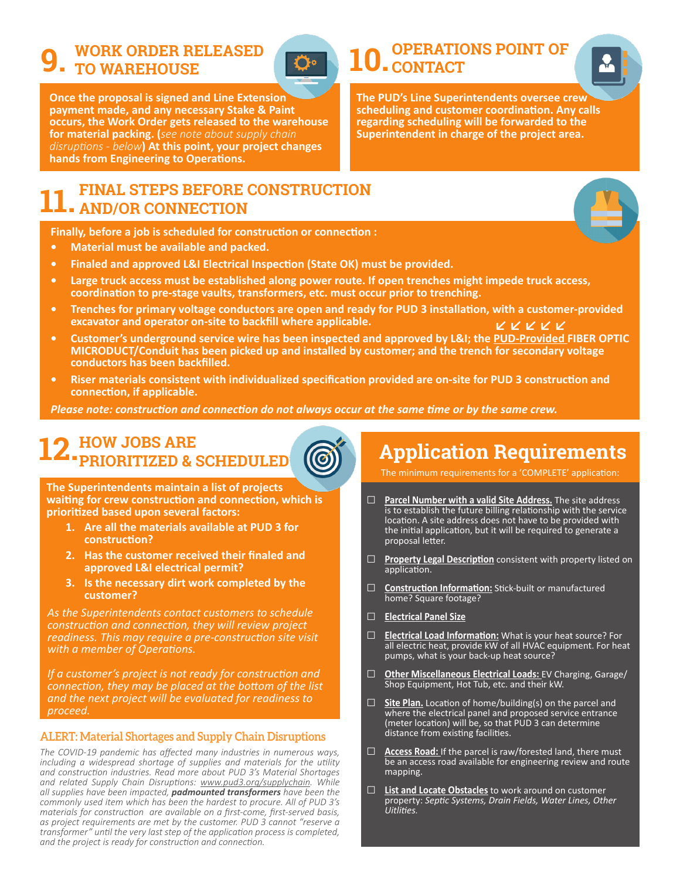## 9. WORK ORDER RELEASED TO WAREHOUSE

**Once the proposal is signed and Line Extension payment made, and any necessary Stake & Paint occurs, the Work Order gets released to the warehouse for material packing. (***see note about supply chain disruptions - below***) At this point, your project changes hands from Engineering to Operations.**

## 10. OPERATIONS POINT OF CONTACT

**The PUD's Line Superintendents oversee crew scheduling and customer coordination. Any calls regarding scheduling will be forwarded to the Superintendent in charge of the project area.**

## 11. FINAL STEPS BEFORE CONSTRUCTION AND/OR CONNECTION

**Finally, before a job is scheduled for construction or connection :**

- **Material must be available and packed.**
- **Finaled and approved L&I Electrical Inspection (State OK) must be provided.**
- **Large truck access must be established along power route. If open trenches might impede truck access, coordination to pre-stage vaults, transformers, etc. must occur prior to trenching.**
- **Trenches for primary voltage conductors are open and ready for PUD 3 installation, with a customer-provided excavator and operator on-site to backfill where applicable.**
- **Customer's underground service wire has been inspected and approved by L&I; the PUD-Provided FIBER OPTIC MICRODUCT/Conduit has been picked up and installed by customer; and the trench for secondary voltage conductors has been backfilled.**
- **Riser materials consistent with individualized specification provided are on-site for PUD 3 construction and connection, if applicable.**

***Please note: construction and connection do not always occur at the same time or by the same crew.***

## 12. HOW JOBS ARE PRIORITIZED & SCHEDULED

**The Superintendents maintain a list of projects waiting for crew construction and connection, which is prioritized based upon several factors:**

1. **Are all the materials available at PUD 3 for construction?**
2. **Has the customer received their finaled and approved L&I electrical permit?**
3. **Is the necessary dirt work completed by the customer?**

*As the Superintendents contact customers to schedule construction and connection, they will review project readiness. This may require a pre-construction site visit with a member of Operations.*

*If a customer's project is not ready for construction and connection, they may be placed at the bottom of the list and the next project will be evaluated for readiness to proceed.*

### ALERT: Material Shortages and Supply Chain Disruptions

*The COVID-19 pandemic has affected many industries in numerous ways, including a widespread shortage of supplies and materials for the utility and construction industries. Read more about PUD 3's Material Shortages and related Supply Chain Disruptions: www.pud3.org/supplychain. While all supplies have been impacted,* ***padmounted transformers*** *have been the commonly used item which has been the hardest to procure. All of PUD 3's materials for construction are available on a first-come, first-served basis, as project requirements are met by the customer. PUD 3 cannot "reserve a transformer" until the very last step of the application process is completed, and the project is ready for construction and connection.*

## Application Requirements

The minimum requirements for a 'COMPLETE' application:

- ☐ **Parcel Number with a valid Site Address.** The site address is to establish the future billing relationship with the service location. A site address does not have to be provided with the initial application, but it will be required to generate a proposal letter.
- ☐ **Property Legal Description** consistent with property listed on application.
- ☐ **Construction Information:** Stick-built or manufactured home? Square footage?
- ☐ **Electrical Panel Size**
- ☐ **Electrical Load Information:** What is your heat source? For all electric heat, provide kW of all HVAC equipment. For heat pumps, what is your back-up heat source?
- ☐ **Other Miscellaneous Electrical Loads:** EV Charging, Garage/Shop Equipment, Hot Tub, etc. and their kW.
- ☐ **Site Plan.** Location of home/building(s) on the parcel and where the electrical panel and proposed service entrance (meter location) will be, so that PUD 3 can determine distance from existing facilities.
- ☐ **Access Road:** If the parcel is raw/forested land, there must be an access road available for engineering review and route mapping.
- ☐ **List and Locate Obstacles** to work around on customer property: *Septic Systems, Drain Fields, Water Lines, Other Uitlities.*